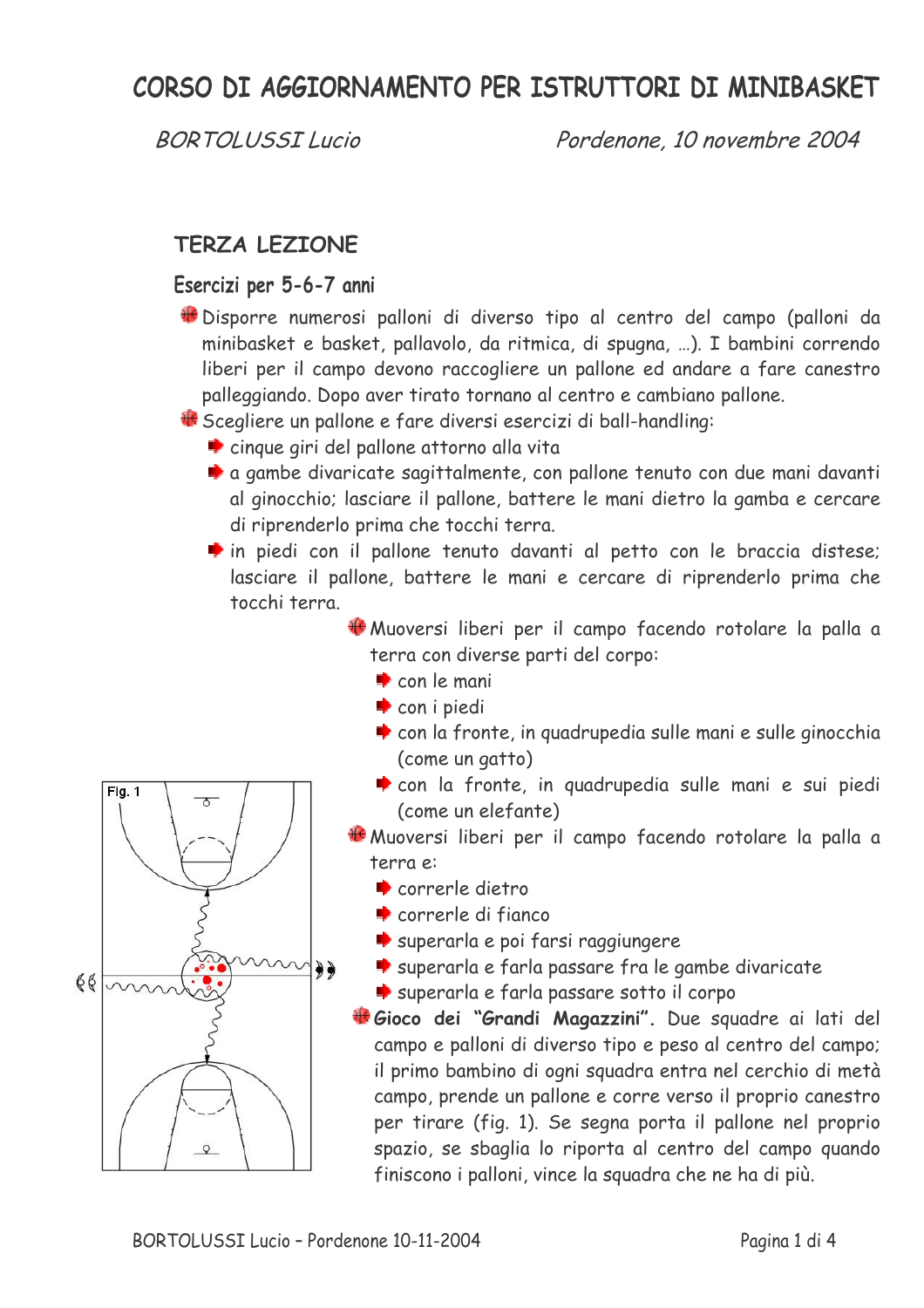# CORSO DI AGGIORNAMENTO PER ISTRUTTORI DI MINIBASKET

*BORTOLUSSI Lucio* *Pordenone, 10 novembre 2004*

## TERZA LEZIONE

### Esercizi per 5-6-7 anni

- Disporre numerosi palloni di diverso tipo al centro del campo (palloni da minibasket e basket, pallavolo, da ritmica, di spugna, …). I bambini correndo liberi per il campo devono raccogliere un pallone ed andare a fare canestro palleggiando. Dopo aver tirato tornano al centro e cambiano pallone.
- Scegliere un pallone e fare diversi esercizi di ball-handling:
  - cinque giri del pallone attorno alla vita
  - a gambe divaricate sagittalmente, con pallone tenuto con due mani davanti al ginocchio; lasciare il pallone, battere le mani dietro la gamba e cercare di riprenderlo prima che tocchi terra.
  - in piedi con il pallone tenuto davanti al petto con le braccia distese; lasciare il pallone, battere le mani e cercare di riprenderlo prima che tocchi terra.
- Muoversi liberi per il campo facendo rotolare la palla a terra con diverse parti del corpo:
  - con le mani
  - con i piedi
  - con la fronte, in quadrupedia sulle mani e sulle ginocchia (come un gatto)
  - con la fronte, in quadrupedia sulle mani e sui piedi (come un elefante)
- Muoversi liberi per il campo facendo rotolare la palla a terra e:
  - correrle dietro
  - correrle di fianco
  - superarla e poi farsi raggiungere
  - superarla e farla passare fra le gambe divaricate
  - superarla e farla passare sotto il corpo
- **Gioco dei "Grandi Magazzini".** Due squadre ai lati del campo e palloni di diverso tipo e peso al centro del campo; il primo bambino di ogni squadra entra nel cerchio di metà campo, prende un pallone e corre verso il proprio canestro per tirare (fig. 1). Se segna porta il pallone nel proprio spazio, se sbaglia lo riporta al centro del campo quando finiscono i palloni, vince la squadra che ne ha di più.

Fig. 1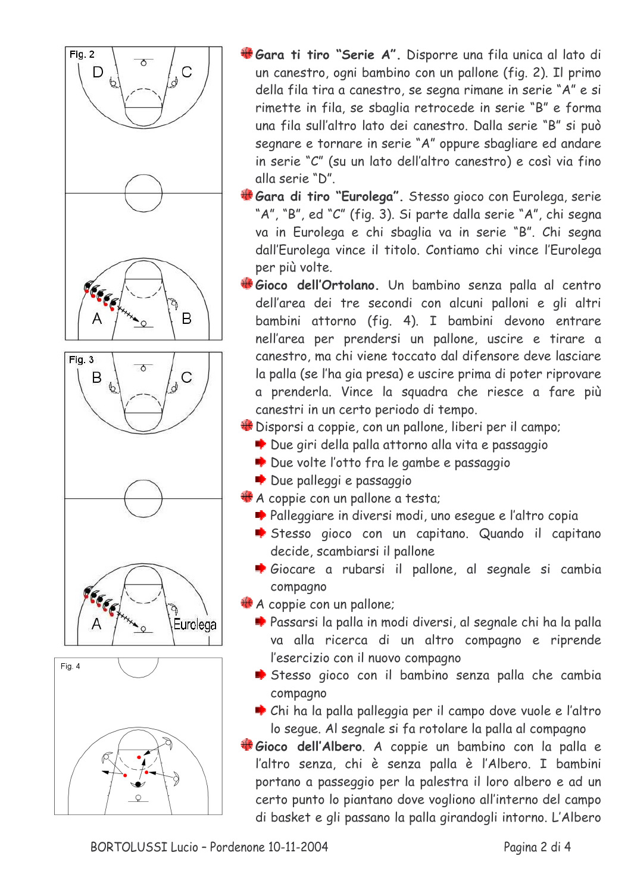- **Gara ti tiro "Serie A".** Disporre una fila unica al lato di un canestro, ogni bambino con un pallone (fig. 2). Il primo della fila tira a canestro, se segna rimane in serie "A" e si rimette in fila, se sbaglia retrocede in serie "B" e forma una fila sull'altro lato dei canestro. Dalla serie "B" si può segnare e tornare in serie "A" oppure sbagliare ed andare in serie "C" (su un lato dell'altro canestro) e così via fino alla serie "D".
- **Gara di tiro "Eurolega".** Stesso gioco con Eurolega, serie "A", "B", ed "C" (fig. 3). Si parte dalla serie "A", chi segna va in Eurolega e chi sbaglia va in serie "B". Chi segna dall'Eurolega vince il titolo. Contiamo chi vince l'Eurolega per più volte.
- **Gioco dell'Ortolano.** Un bambino senza palla al centro dell'area dei tre secondi con alcuni palloni e gli altri bambini attorno (fig. 4). I bambini devono entrare nell'area per prendersi un pallone, uscire e tirare a canestro, ma chi viene toccato dal difensore deve lasciare la palla (se l'ha gia presa) e uscire prima di poter riprovare a prenderla. Vince la squadra che riesce a fare più canestri in un certo periodo di tempo.
- Disporsi a coppie, con un pallone, liberi per il campo;
  - Due giri della palla attorno alla vita e passaggio
  - Due volte l'otto fra le gambe e passaggio
  - Due palleggi e passaggio
- A coppie con un pallone a testa;
  - Palleggiare in diversi modi, uno esegue e l'altro copia
  - Stesso gioco con un capitano. Quando il capitano decide, scambiarsi il pallone
  - Giocare a rubarsi il pallone, al segnale si cambia compagno
- A coppie con un pallone;
  - Passarsi la palla in modi diversi, al segnale chi ha la palla va alla ricerca di un altro compagno e riprende l'esercizio con il nuovo compagno
  - Stesso gioco con il bambino senza palla che cambia compagno
  - Chi ha la palla palleggia per il campo dove vuole e l'altro lo segue. Al segnale si fa rotolare la palla al compagno
- **Gioco dell'Albero.** A coppie un bambino con la palla e l'altro senza, chi è senza palla è l'Albero. I bambini portano a passeggio per la palestra il loro albero e ad un certo punto lo piantano dove vogliono all'interno del campo di basket e gli passano la palla girandogli intorno. L'Albero

Fig. 2

Fig. 3

Fig. 4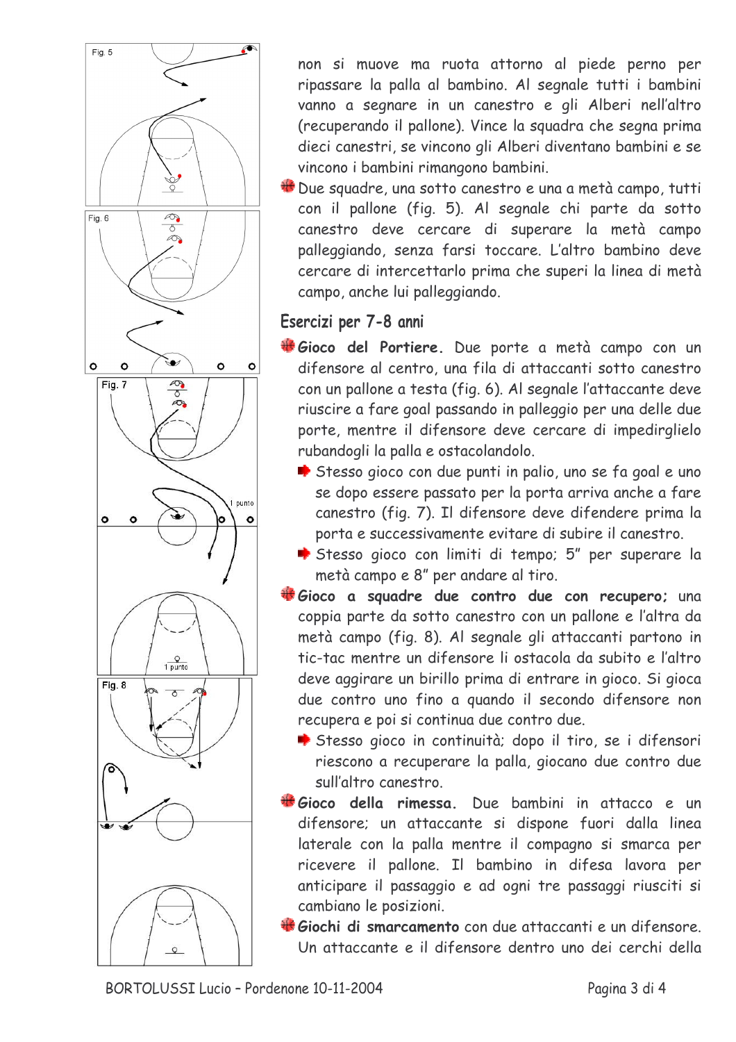non si muove ma ruota attorno al piede perno per ripassare la palla al bambino. Al segnale tutti i bambini vanno a segnare in un canestro e gli Alberi nell'altro (recuperando il pallone). Vince la squadra che segna prima dieci canestri, se vincono gli Alberi diventano bambini e se vincono i bambini rimangono bambini.

- Due squadre, una sotto canestro e una a metà campo, tutti con il pallone (fig. 5). Al segnale chi parte da sotto canestro deve cercare di superare la metà campo palleggiando, senza farsi toccare. L'altro bambino deve cercare di intercettarlo prima che superi la linea di metà campo, anche lui palleggiando.

## Esercizi per 7-8 anni

- ***Gioco del Portiere.*** Due porte a metà campo con un difensore al centro, una fila di attaccanti sotto canestro con un pallone a testa (fig. 6). Al segnale l'attaccante deve riuscire a fare goal passando in palleggio per una delle due porte, mentre il difensore deve cercare di impedirglielo rubandogli la palla e ostacolandolo.
  - Stesso gioco con due punti in palio, uno se fa goal e uno se dopo essere passato per la porta arriva anche a fare canestro (fig. 7). Il difensore deve difendere prima la porta e successivamente evitare di subire il canestro.
  - Stesso gioco con limiti di tempo; 5" per superare la metà campo e 8" per andare al tiro.
- ***Gioco a squadre due contro due con recupero;*** una coppia parte da sotto canestro con un pallone e l'altra da metà campo (fig. 8). Al segnale gli attaccanti partono in tic-tac mentre un difensore li ostacola da subito e l'altro deve aggirare un birillo prima di entrare in gioco. Si gioca due contro uno fino a quando il secondo difensore non recupera e poi si continua due contro due.
  - Stesso gioco in continuità; dopo il tiro, se i difensori riescono a recuperare la palla, giocano due contro due sull'altro canestro.
- ***Gioco della rimessa.*** Due bambini in attacco e un difensore; un attaccante si dispone fuori dalla linea laterale con la palla mentre il compagno si smarca per ricevere il pallone. Il bambino in difesa lavora per anticipare il passaggio e ad ogni tre passaggi riusciti si cambiano le posizioni.
- ***Giochi di smarcamento*** con due attaccanti e un difensore. Un attaccante e il difensore dentro uno dei cerchi della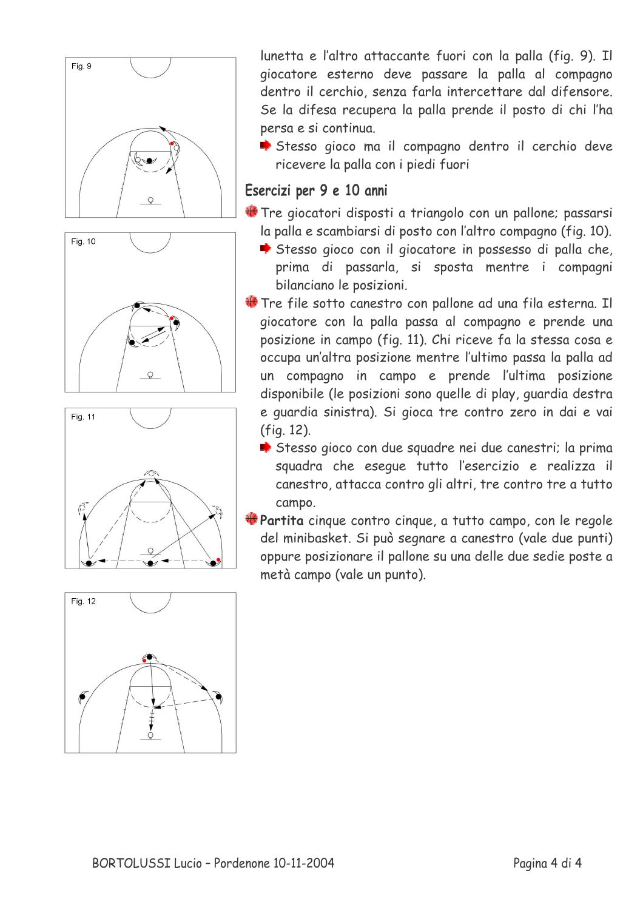lunetta e l'altro attaccante fuori con la palla (fig. 9). Il giocatore esterno deve passare la palla al compagno dentro il cerchio, senza farla intercettare dal difensore. Se la difesa recupera la palla prende il posto di chi l'ha persa e si continua.

- Stesso gioco ma il compagno dentro il cerchio deve ricevere la palla con i piedi fuori

Fig. 9

Fig. 10

Fig. 11

Fig. 12

## Esercizi per 9 e 10 anni

- Tre giocatori disposti a triangolo con un pallone; passarsi la palla e scambiarsi di posto con l'altro compagno (fig. 10).
  - Stesso gioco con il giocatore in possesso di palla che, prima di passarla, si sposta mentre i compagni bilanciano le posizioni.
- Tre file sotto canestro con pallone ad una fila esterna. Il giocatore con la palla passa al compagno e prende una posizione in campo (fig. 11). Chi riceve fa la stessa cosa e occupa un'altra posizione mentre l'ultimo passa la palla ad un compagno in campo e prende l'ultima posizione disponibile (le posizioni sono quelle di play, guardia destra e guardia sinistra). Si gioca tre contro zero in dai e vai (fig. 12).
  - Stesso gioco con due squadre nei due canestri; la prima squadra che esegue tutto l'esercizio e realizza il canestro, attacca contro gli altri, tre contro tre a tutto campo.
- **Partita** cinque contro cinque, a tutto campo, con le regole del minibasket. Si può segnare a canestro (vale due punti) oppure posizionare il pallone su una delle due sedie poste a metà campo (vale un punto).